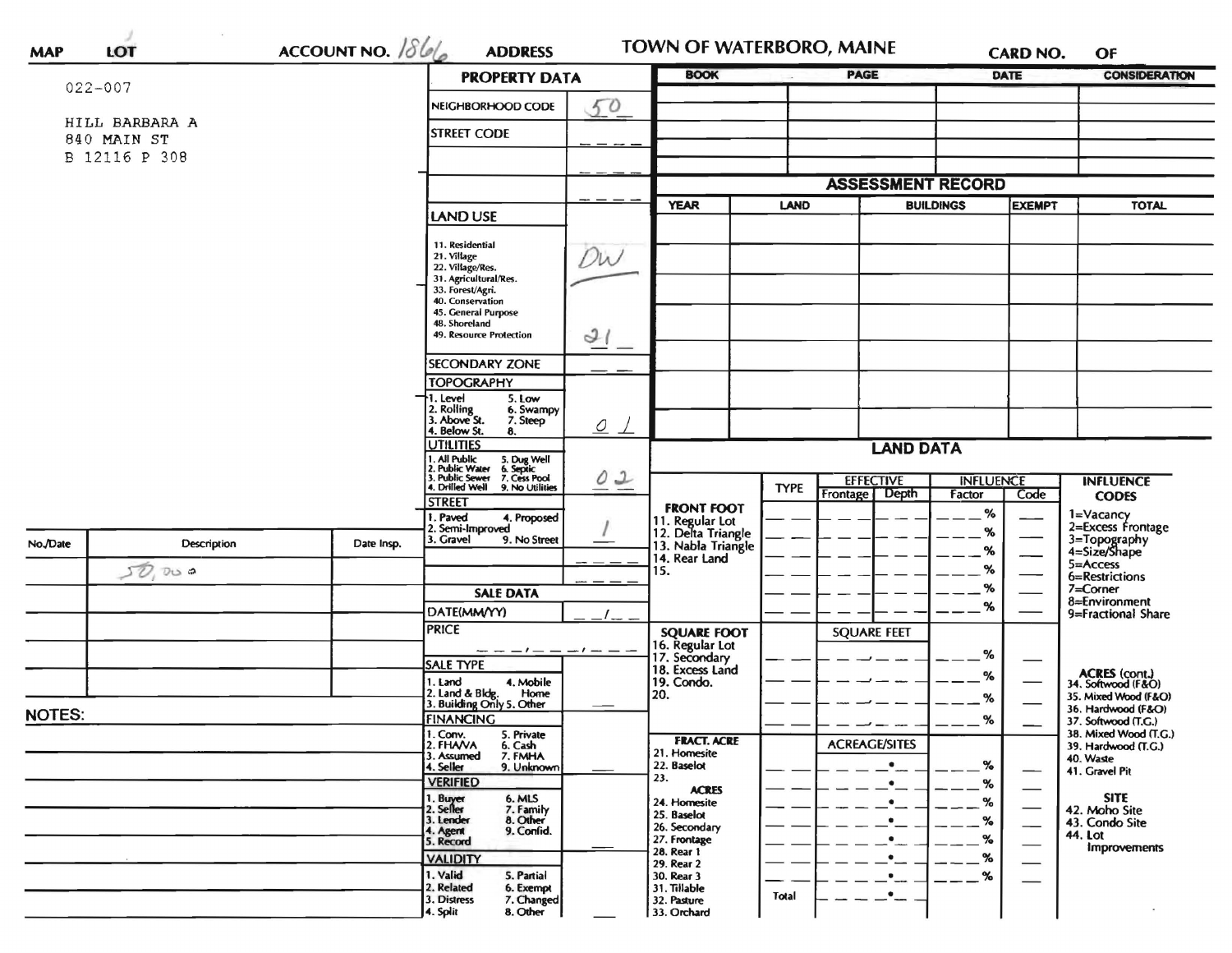MAP LOT ACCOUNT NO. 1866 ADDRESS **TOWN OF WATERBORO, MAINE** CARD NO. OF

022-007

HILL BARBARA A
840 MAIN ST
B 12116 P 308

## PROPERTY DATA

| Field | Value |
|---|---|
| NEIGHBORHOOD CODE | 50 |
| STREET CODE | |
| LAND USE (11. Residential, 21. Village, 22. Village/Res., 31. Agricultural/Res., 33. Forest/Agri., 40. Conservation, 45. General Purpose, 48. Shoreland, 49. Resource Protection) | DW / 21 |
| SECONDARY ZONE | |
| TOPOGRAPHY (1. Level, 2. Rolling, 3. Above St., 4. Below St., 5. Low, 6. Swampy, 7. Steep, 8.) | 01 |
| UTILITIES (1. All Public, 2. Public Water, 3. Public Sewer, 4. Drilled Well, 5. Dug Well, 6. Septic, 7. Cess Pool, 9. No Utilities) | 02 |
| STREET (1. Paved, 2. Semi-Improved, 3. Gravel, 4. Proposed, 9. No Street) | 1 |

## SALE DATA

| Field | Value |
|---|---|
| DATE(MM/YY) | |
| PRICE | |
| SALE TYPE (1. Land, 2. Land & Bldg., 3. Building Only, 4. Mobile Home, 5. Other) | |
| FINANCING (1. Conv., 2. FHA/VA, 3. Assumed, 4. Seller, 5. Private, 6. Cash, 7. FMHA, 9. Unknown) | |
| VERIFIED (1. Buyer, 2. Seller, 3. Lender, 4. Agent, 5. Record, 6. MLS, 7. Family, 8. Other, 9. Confid.) | |
| VALIDITY (1. Valid, 2. Related, 3. Distress, 4. Split, 5. Partial, 6. Exempt, 7. Changed, 8. Other) | |

| No./Date | Description | Date Insp. |
|---|---|---|
| | 50,000 | |
| | | |
| | | |
| | | |
| | | |

NOTES:

| BOOK | PAGE | DATE | CONSIDERATION |
|---|---|---|---|
| | | | |
| | | | |
| | | | |
| | | | |

## ASSESSMENT RECORD

| YEAR | LAND | BUILDINGS | EXEMPT | TOTAL |
|---|---|---|---|---|
| | | | | |
| | | | | |
| | | | | |
| | | | | |
| | | | | |
| | | | | |
| | | | | |

## LAND DATA

| | TYPE | EFFECTIVE Frontage | EFFECTIVE Depth | INFLUENCE Factor | INFLUENCE Code |
|---|---|---|---|---|---|
| **FRONT FOOT** 11. Regular Lot, 12. Delta Triangle, 13. Nabla Triangle, 14. Rear Land, 15. | | | | % | |
| **SQUARE FOOT** 16. Regular Lot, 17. Secondary, 18. Excess Land, 19. Condo., 20. | | SQUARE FEET | | % | |
| **FRACT. ACRE** 21. Homesite, 22. Baselot, 23. | | ACREAGE/SITES | | % | |
| **ACRES** 24. Homesite, 25. Baselot, 26. Secondary, 27. Frontage, 28. Rear 1, 29. Rear 2, 30. Rear 3, 31. Tillable, 32. Pasture, 33. Orchard | | | | % | |
| | Total | | | | |

**INFLUENCE CODES**
1=Vacancy
2=Excess Frontage
3=Topography
4=Size/Shape
5=Access
6=Restrictions
7=Corner
8=Environment
9=Fractional Share

**ACRES (cont.)**
34. Softwood (F&O)
35. Mixed Wood (F&O)
36. Hardwood (F&O)
37. Softwood (T.G.)
38. Mixed Wood (T.G.)
39. Hardwood (T.G.)
40. Waste
41. Gravel Pit

**SITE**
42. Moho Site
43. Condo Site
44. Lot Improvements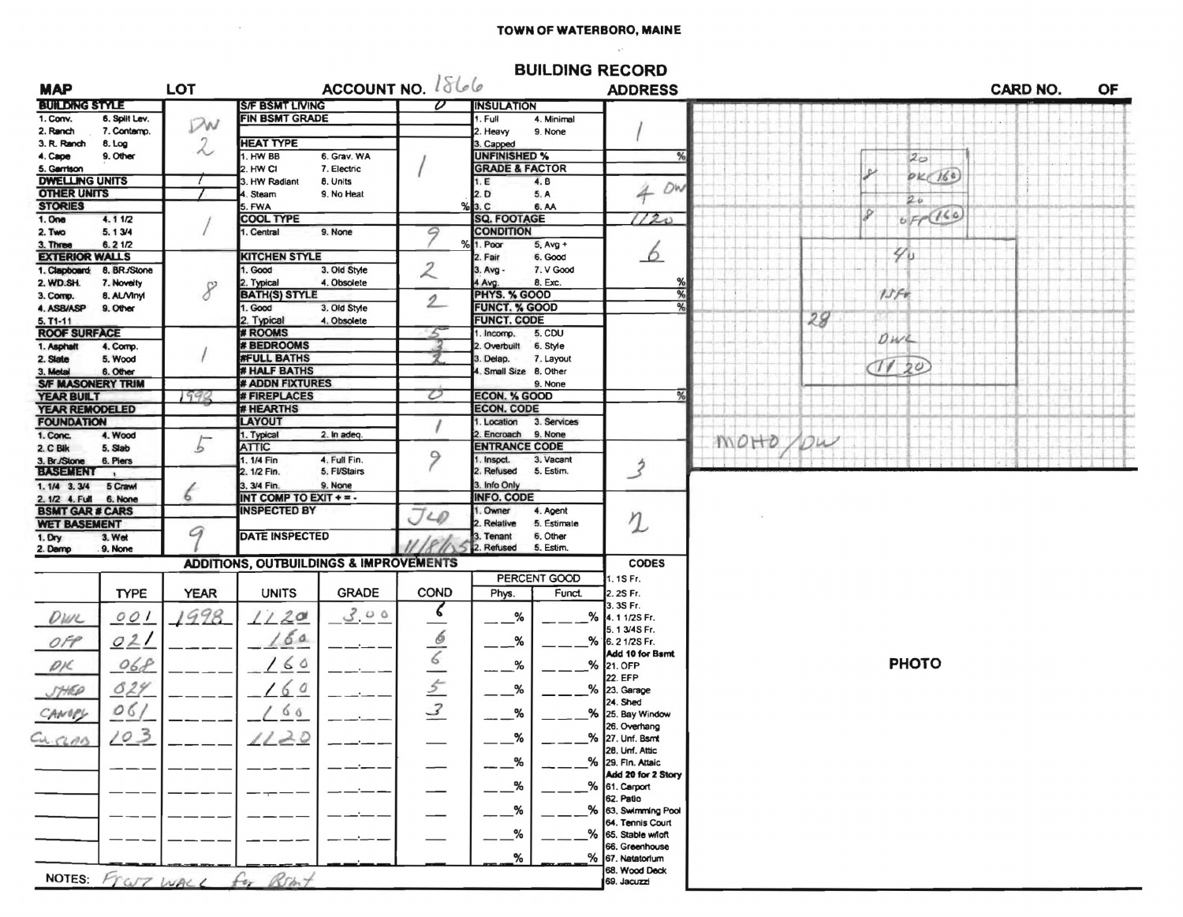**TOWN OF WATERBORO, MAINE**

## BUILDING RECORD

**MAP** | **LOT** | **ACCOUNT NO.** 1866 | **ADDRESS** | **CARD NO.** | **OF**

| Field | Value | Field | Value | Field | Value |
|---|---|---|---|---|---|
| **BUILDING STYLE** 1. Conv. 6. Split Lev. 2. Ranch 7. Contemp. 3. R. Ranch 8. Log 4. Cape 9. Other 5. Garrison | DW 2 | **S/F BSMT LIVING** | 0 | **INSULATION** 1. Full 4. Minimal 2. Heavy 9. None 3. Capped | 1 |
| | | **FIN BSMT GRADE** | | | |
| **DWELLING UNITS** | 1 | **HEAT TYPE** 1. HW BB 6. Grav. WA 2. HW CI 7. Electric 3. HW Radiant 8. Units 4. Steam 9. No Heat 5. FWA | 1 | **UNFINISHED %** | % |
| **OTHER UNITS** | 1 | | % | **GRADE & FACTOR** 1. E 4. B 2. D 5. A 3. C 6. AA | 4 DW |
| **STORIES** 1. One 4. 1 1/2 2. Two 5. 1 3/4 3. Three 6. 2 1/2 | 1 | **COOL TYPE** 1. Central 9. None | 9 % | **SQ. FOOTAGE** | 1120 |
| **EXTERIOR WALLS** 1. Clapboard 6. BR./Stone 2. WD.SH. 7. Novelty 3. Comp. 8. AL/Vinyl 4. ASB/ASP 9. Other 5. T1-11 | 8 | **KITCHEN STYLE** 1. Good 3. Old Style 2. Typical 4. Obsolete | 2 | **CONDITION** 1. Poor 5. Avg + 2. Fair 6. Good 3. Avg - 7. V Good 4 Avg. 8. Exc. | 6 |
| | | **BATH(S) STYLE** 1. Good 3. Old Style 2. Typical 4. Obsolete | 2 | **PHYS. % GOOD** | % |
| | | | | **FUNCT. % GOOD** | % |
| **ROOF SURFACE** 1. Asphalt 4. Comp. 2. Slate 5. Wood 3. Metal 6. Other | 1 | **# ROOMS** | 5 | **FUNCT. CODE** 1. Incomp. 5. CDU 2. Overbuilt 6. Style 3. Delap. 7. Layout 4. Small Size 8. Other 9. None | |
| | | **# BEDROOMS** | 3 | | |
| | | **#FULL BATHS** | 2 | | |
| | | **# HALF BATHS** | | | |
| **S/F MASONERY TRIM** | | **# ADDN FIXTURES** | | | |
| **YEAR BUILT** | 1998 | **# FIREPLACES** | 0 | **ECON. % GOOD** | % |
| **YEAR REMODELED** | | **# HEARTHS** | | **ECON. CODE** 1. Location 3. Services 2. Encroach 9. None | |
| **FOUNDATION** 1. Conc. 4. Wood 2. C Blk 5. Slab 3. Br./Stone 6. Piers | 5 | **LAYOUT** 1. Typical 2. In adeq. | 1 | | |
| **BASEMENT** 1. 1/4 3. 3/4 5 Crawl 2. 1/2 4. Full 6. None | 6 | **ATTIC** 1. 1/4 Fin 4. Full Fin. 2. 1/2 Fin. 5. Fl/Stairs 3. 3/4 Fin. 9. None | 9 | **ENTRANCE CODE** 1. Inspct. 3. Vacant 2. Refused 5. Estim. 3. Info Only | 3 |
| | | **INT COMP TO EXIT + = -** | | | |
| **BSMT GAR # CARS** | | **INSPECTED BY** | JLD | **INFO. CODE** 1. Owner 4. Agent 2. Relative 5. Estimate 3. Tenant 6. Other | 2 |
| **WET BASEMENT** 1. Dry 3. Wet 2. Damp 9. None | 9 | **DATE INSPECTED** | 11/8/05 | | |

### ADDITIONS, OUTBUILDINGS & IMPROVEMENTS

| | TYPE | YEAR | UNITS | GRADE | COND | PERCENT GOOD Phys. | Funct. |
|---|---|---|---|---|---|---|---|
| DWL | 001 | 1998 | 1120 | 3.00 | 6 | % | % |
| OFP | 021 | | 160 | | 6 | % | % |
| DK | 068 | | 160 | | 6 | % | % |
| SHED | 024 | | 160 | | 5 | % | % |
| CANOPY | 061 | | 160 | | 3 | % | % |
| CL.SLAB | 103 | | 1120 | | | % | % |
| | | | | | | % | % |
| | | | | | | % | % |
| | | | | | | % | % |
| | | | | | | % | % |
| | | | | | | % | % |

**NOTES:** FROST WALL for BSMT

**CODES**
1. 1S Fr.
2. 2S Fr.
3. 3S Fr.
4. 1 1/2S Fr.
5. 1 3/4S Fr.
6. 2 1/2S Fr.

Add 10 for Bsmt
21. OFP
22. EFP
23. Garage
24. Shed
25. Bay Window
26. Overhang
27. Unf. Bsmt
28. Unf. Attic
29. Fin. Attaic

Add 20 for 2 Story
61. Carport
62. Patio
63. Swimming Pool
64. Tennis Court
65. Stable w/loft
66. Greenhouse
67. Natatorium
68. Wood Deck
69. Jacuzzi

20
8 DK (160)
20
8 OFP (160)
40
1SFr
28
DWL
(1120)
MOHO/DW

PHOTO